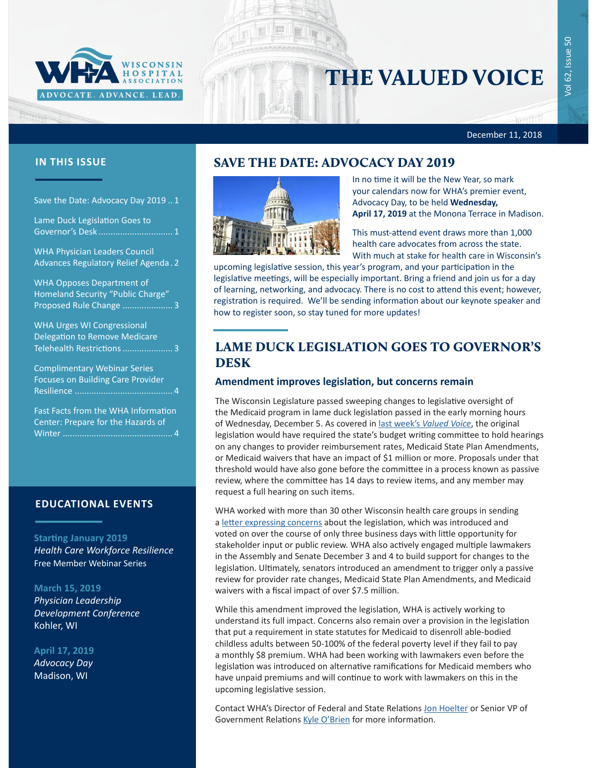# THE VALUED VOICE

December 11, 2018

## IN THIS ISSUE

Save the Date: Advocacy Day 2019 .. 1

Lame Duck Legislation Goes to Governor's Desk .............................. 1

WHA Physician Leaders Council Advances Regulatory Relief Agenda . 2

WHA Opposes Department of Homeland Security "Public Charge" Proposed Rule Change .................... 3

WHA Urges WI Congressional Delegation to Remove Medicare Telehealth Restrictions .................... 3

Complimentary Webinar Series Focuses on Building Care Provider Resilience ........................................ 4

Fast Facts from the WHA Information Center: Prepare for the Hazards of Winter ............................................. 4

## EDUCATIONAL EVENTS

**Starting January 2019**
*Health Care Workforce Resilience*
Free Member Webinar Series

**March 15, 2019**
*Physician Leadership Development Conference*
Kohler, WI

**April 17, 2019**
*Advocacy Day*
Madison, WI

## SAVE THE DATE: ADVOCACY DAY 2019

In no time it will be the New Year, so mark your calendars now for WHA's premier event, Advocacy Day, to be held **Wednesday, April 17, 2019** at the Monona Terrace in Madison.

This must-attend event draws more than 1,000 health care advocates from across the state. With much at stake for health care in Wisconsin's upcoming legislative session, this year's program, and your participation in the legislative meetings, will be especially important. Bring a friend and join us for a day of learning, networking, and advocacy. There is no cost to attend this event; however, registration is required. We'll be sending information about our keynote speaker and how to register soon, so stay tuned for more updates!

## LAME DUCK LEGISLATION GOES TO GOVERNOR'S DESK

### Amendment improves legislation, but concerns remain

The Wisconsin Legislature passed sweeping changes to legislative oversight of the Medicaid program in lame duck legislation passed in the early morning hours of Wednesday, December 5. As covered in last week's *Valued Voice*, the original legislation would have required the state's budget writing committee to hold hearings on any changes to provider reimbursement rates, Medicaid State Plan Amendments, or Medicaid waivers that have an impact of $1 million or more. Proposals under that threshold would have also gone before the committee in a process known as passive review, where the committee has 14 days to review items, and any member may request a full hearing on such items.

WHA worked with more than 30 other Wisconsin health care groups in sending a letter expressing concerns about the legislation, which was introduced and voted on over the course of only three business days with little opportunity for stakeholder input or public review. WHA also actively engaged multiple lawmakers in the Assembly and Senate December 3 and 4 to build support for changes to the legislation. Ultimately, senators introduced an amendment to trigger only a passive review for provider rate changes, Medicaid State Plan Amendments, and Medicaid waivers with a fiscal impact of over $7.5 million.

While this amendment improved the legislation, WHA is actively working to understand its full impact. Concerns also remain over a provision in the legislation that put a requirement in state statutes for Medicaid to disenroll able-bodied childless adults between 50-100% of the federal poverty level if they fail to pay a monthly $8 premium. WHA had been working with lawmakers even before the legislation was introduced on alternative ramifications for Medicaid members who have unpaid premiums and will continue to work with lawmakers on this in the upcoming legislative session.

Contact WHA's Director of Federal and State Relations Jon Hoelter or Senior VP of Government Relations Kyle O'Brien for more information.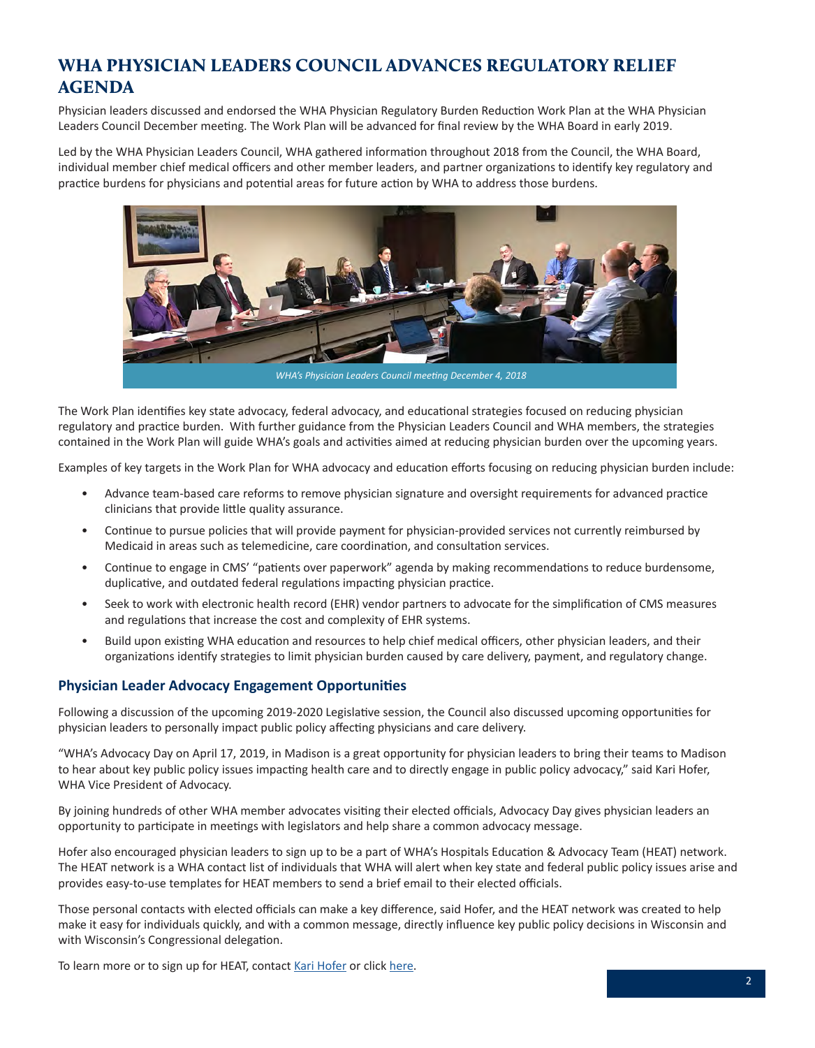# WHA PHYSICIAN LEADERS COUNCIL ADVANCES REGULATORY RELIEF AGENDA

Physician leaders discussed and endorsed the WHA Physician Regulatory Burden Reduction Work Plan at the WHA Physician Leaders Council December meeting. The Work Plan will be advanced for final review by the WHA Board in early 2019.

Led by the WHA Physician Leaders Council, WHA gathered information throughout 2018 from the Council, the WHA Board, individual member chief medical officers and other member leaders, and partner organizations to identify key regulatory and practice burdens for physicians and potential areas for future action by WHA to address those burdens.

*WHA's Physician Leaders Council meeting December 4, 2018*

The Work Plan identifies key state advocacy, federal advocacy, and educational strategies focused on reducing physician regulatory and practice burden. With further guidance from the Physician Leaders Council and WHA members, the strategies contained in the Work Plan will guide WHA's goals and activities aimed at reducing physician burden over the upcoming years.

Examples of key targets in the Work Plan for WHA advocacy and education efforts focusing on reducing physician burden include:

- Advance team-based care reforms to remove physician signature and oversight requirements for advanced practice clinicians that provide little quality assurance.
- Continue to pursue policies that will provide payment for physician-provided services not currently reimbursed by Medicaid in areas such as telemedicine, care coordination, and consultation services.
- Continue to engage in CMS' "patients over paperwork" agenda by making recommendations to reduce burdensome, duplicative, and outdated federal regulations impacting physician practice.
- Seek to work with electronic health record (EHR) vendor partners to advocate for the simplification of CMS measures and regulations that increase the cost and complexity of EHR systems.
- Build upon existing WHA education and resources to help chief medical officers, other physician leaders, and their organizations identify strategies to limit physician burden caused by care delivery, payment, and regulatory change.

## Physician Leader Advocacy Engagement Opportunities

Following a discussion of the upcoming 2019-2020 Legislative session, the Council also discussed upcoming opportunities for physician leaders to personally impact public policy affecting physicians and care delivery.

"WHA's Advocacy Day on April 17, 2019, in Madison is a great opportunity for physician leaders to bring their teams to Madison to hear about key public policy issues impacting health care and to directly engage in public policy advocacy," said Kari Hofer, WHA Vice President of Advocacy.

By joining hundreds of other WHA member advocates visiting their elected officials, Advocacy Day gives physician leaders an opportunity to participate in meetings with legislators and help share a common advocacy message.

Hofer also encouraged physician leaders to sign up to be a part of WHA's Hospitals Education & Advocacy Team (HEAT) network. The HEAT network is a WHA contact list of individuals that WHA will alert when key state and federal public policy issues arise and provides easy-to-use templates for HEAT members to send a brief email to their elected officials.

Those personal contacts with elected officials can make a key difference, said Hofer, and the HEAT network was created to help make it easy for individuals quickly, and with a common message, directly influence key public policy decisions in Wisconsin and with Wisconsin's Congressional delegation.

To learn more or to sign up for HEAT, contact Kari Hofer or click here.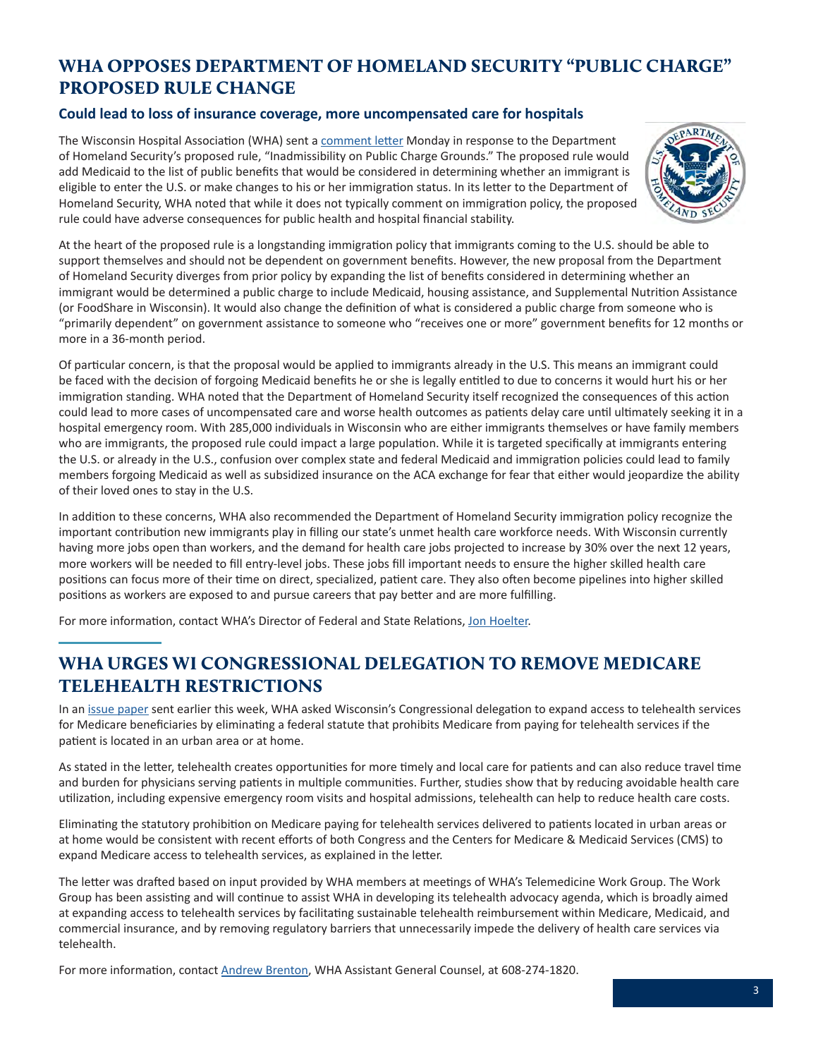## WHA OPPOSES DEPARTMENT OF HOMELAND SECURITY "PUBLIC CHARGE" PROPOSED RULE CHANGE

### Could lead to loss of insurance coverage, more uncompensated care for hospitals

The Wisconsin Hospital Association (WHA) sent a comment letter Monday in response to the Department of Homeland Security's proposed rule, "Inadmissibility on Public Charge Grounds." The proposed rule would add Medicaid to the list of public benefits that would be considered in determining whether an immigrant is eligible to enter the U.S. or make changes to his or her immigration status. In its letter to the Department of Homeland Security, WHA noted that while it does not typically comment on immigration policy, the proposed rule could have adverse consequences for public health and hospital financial stability.

At the heart of the proposed rule is a longstanding immigration policy that immigrants coming to the U.S. should be able to support themselves and should not be dependent on government benefits. However, the new proposal from the Department of Homeland Security diverges from prior policy by expanding the list of benefits considered in determining whether an immigrant would be determined a public charge to include Medicaid, housing assistance, and Supplemental Nutrition Assistance (or FoodShare in Wisconsin). It would also change the definition of what is considered a public charge from someone who is "primarily dependent" on government assistance to someone who "receives one or more" government benefits for 12 months or more in a 36-month period.

Of particular concern, is that the proposal would be applied to immigrants already in the U.S. This means an immigrant could be faced with the decision of forgoing Medicaid benefits he or she is legally entitled to due to concerns it would hurt his or her immigration standing. WHA noted that the Department of Homeland Security itself recognized the consequences of this action could lead to more cases of uncompensated care and worse health outcomes as patients delay care until ultimately seeking it in a hospital emergency room. With 285,000 individuals in Wisconsin who are either immigrants themselves or have family members who are immigrants, the proposed rule could impact a large population. While it is targeted specifically at immigrants entering the U.S. or already in the U.S., confusion over complex state and federal Medicaid and immigration policies could lead to family members forgoing Medicaid as well as subsidized insurance on the ACA exchange for fear that either would jeopardize the ability of their loved ones to stay in the U.S.

In addition to these concerns, WHA also recommended the Department of Homeland Security immigration policy recognize the important contribution new immigrants play in filling our state's unmet health care workforce needs. With Wisconsin currently having more jobs open than workers, and the demand for health care jobs projected to increase by 30% over the next 12 years, more workers will be needed to fill entry-level jobs. These jobs fill important needs to ensure the higher skilled health care positions can focus more of their time on direct, specialized, patient care. They also often become pipelines into higher skilled positions as workers are exposed to and pursue careers that pay better and are more fulfilling.

For more information, contact WHA's Director of Federal and State Relations, Jon Hoelter.

## WHA URGES WI CONGRESSIONAL DELEGATION TO REMOVE MEDICARE TELEHEALTH RESTRICTIONS

In an issue paper sent earlier this week, WHA asked Wisconsin's Congressional delegation to expand access to telehealth services for Medicare beneficiaries by eliminating a federal statute that prohibits Medicare from paying for telehealth services if the patient is located in an urban area or at home.

As stated in the letter, telehealth creates opportunities for more timely and local care for patients and can also reduce travel time and burden for physicians serving patients in multiple communities. Further, studies show that by reducing avoidable health care utilization, including expensive emergency room visits and hospital admissions, telehealth can help to reduce health care costs.

Eliminating the statutory prohibition on Medicare paying for telehealth services delivered to patients located in urban areas or at home would be consistent with recent efforts of both Congress and the Centers for Medicare & Medicaid Services (CMS) to expand Medicare access to telehealth services, as explained in the letter.

The letter was drafted based on input provided by WHA members at meetings of WHA's Telemedicine Work Group. The Work Group has been assisting and will continue to assist WHA in developing its telehealth advocacy agenda, which is broadly aimed at expanding access to telehealth services by facilitating sustainable telehealth reimbursement within Medicare, Medicaid, and commercial insurance, and by removing regulatory barriers that unnecessarily impede the delivery of health care services via telehealth.

For more information, contact Andrew Brenton, WHA Assistant General Counsel, at 608-274-1820.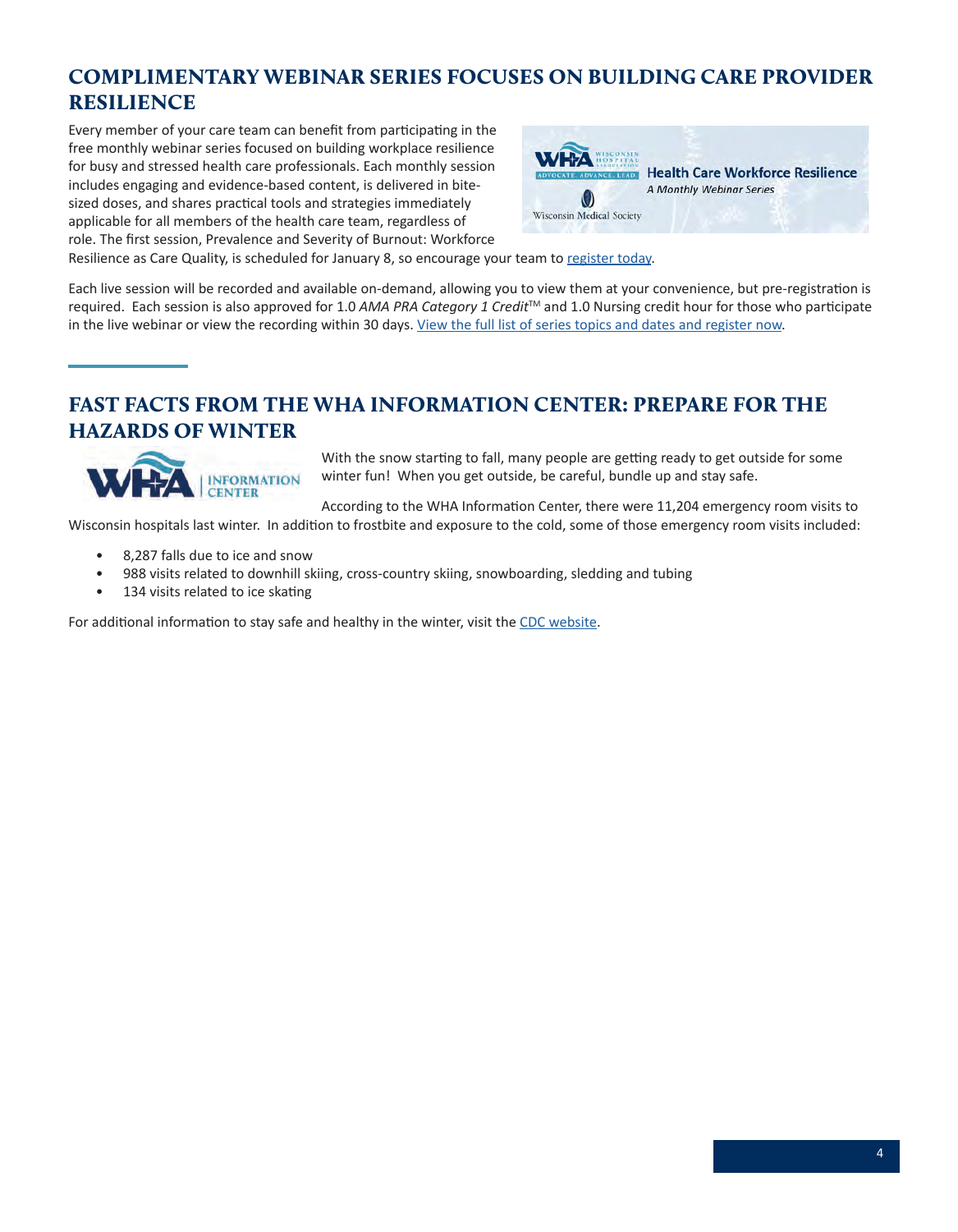## COMPLIMENTARY WEBINAR SERIES FOCUSES ON BUILDING CARE PROVIDER RESILIENCE

Every member of your care team can benefit from participating in the free monthly webinar series focused on building workplace resilience for busy and stressed health care professionals. Each monthly session includes engaging and evidence-based content, is delivered in bite-sized doses, and shares practical tools and strategies immediately applicable for all members of the health care team, regardless of role. The first session, Prevalence and Severity of Burnout: Workforce Resilience as Care Quality, is scheduled for January 8, so encourage your team to register today.

Each live session will be recorded and available on-demand, allowing you to view them at your convenience, but pre-registration is required. Each session is also approved for 1.0 *AMA PRA Category 1 Credit*™ and 1.0 Nursing credit hour for those who participate in the live webinar or view the recording within 30 days. View the full list of series topics and dates and register now.

## FAST FACTS FROM THE WHA INFORMATION CENTER: PREPARE FOR THE HAZARDS OF WINTER

With the snow starting to fall, many people are getting ready to get outside for some winter fun! When you get outside, be careful, bundle up and stay safe.

According to the WHA Information Center, there were 11,204 emergency room visits to Wisconsin hospitals last winter. In addition to frostbite and exposure to the cold, some of those emergency room visits included:

- 8,287 falls due to ice and snow
- 988 visits related to downhill skiing, cross-country skiing, snowboarding, sledding and tubing
- 134 visits related to ice skating

For additional information to stay safe and healthy in the winter, visit the CDC website.